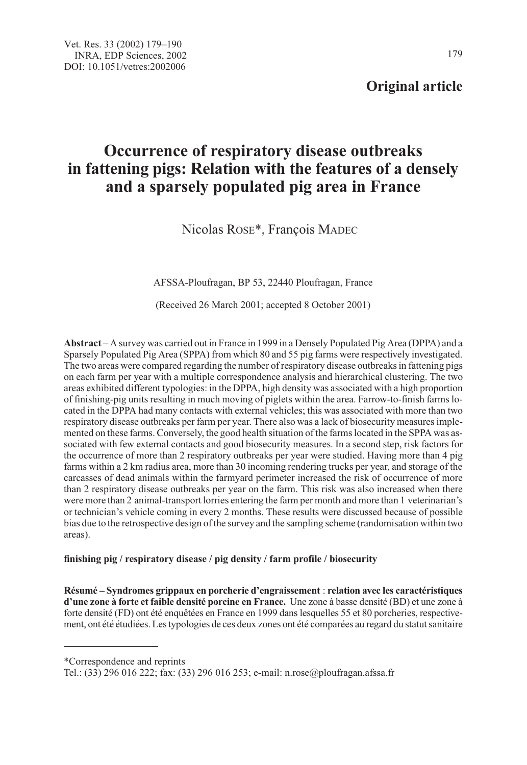**Original article**

# Occurrence of respiratory disease outbreaks in fattening pigs: Relation with the features of a densely and a sparsely populated pig area in France

Nicolas ROSE*, François MADEC

AFSSA-Ploufragan, BP 53, 22440 Ploufragan, France

(Received 26 March 2001; accepted 8 October 2001)

**Abstract** – A survey was carried out in France in 1999 in a Densely Populated Pig Area (DPPA) and a Sparsely Populated Pig Area (SPPA) from which 80 and 55 pig farms were respectively investigated. The two areas were compared regarding the number of respiratory disease outbreaks in fattening pigs on each farm per year with a multiple correspondence analysis and hierarchical clustering. The two areas exhibited different typologies: in the DPPA, high density was associated with a high proportion of finishing-pig units resulting in much moving of piglets within the area. Farrow-to-finish farms located in the DPPA had many contacts with external vehicles; this was associated with more than two respiratory disease outbreaks per farm per year. There also was a lack of biosecurity measures implemented on these farms. Conversely, the good health situation of the farms located in the SPPA was associated with few external contacts and good biosecurity measures. In a second step, risk factors for the occurrence of more than 2 respiratory outbreaks per year were studied. Having more than 4 pig farms within a 2 km radius area, more than 30 incoming rendering trucks per year, and storage of the carcasses of dead animals within the farmyard perimeter increased the risk of occurrence of more than 2 respiratory disease outbreaks per year on the farm. This risk was also increased when there were more than 2 animal-transport lorries entering the farm per month and more than 1 veterinarian's or technician's vehicle coming in every 2 months. These results were discussed because of possible bias due to the retrospective design of the survey and the sampling scheme (randomisation within two areas).

**finishing pig / respiratory disease / pig density / farm profile / biosecurity**

**Résumé – Syndromes grippaux en porcherie d'engraissement** : **relation avec les caractéristiques d'une zone à forte et faible densité porcine en France.** Une zone à basse densité (BD) et une zone à forte densité (FD) ont été enquêtées en France en 1999 dans lesquelles 55 et 80 porcheries, respectivement, ont été étudiées. Les typologies de ces deux zones ont été comparées au regard du statut sanitaire

*Correspondence and reprints
Tel.: (33) 296 016 222; fax: (33) 296 016 253; e-mail: n.rose@ploufragan.afssa.fr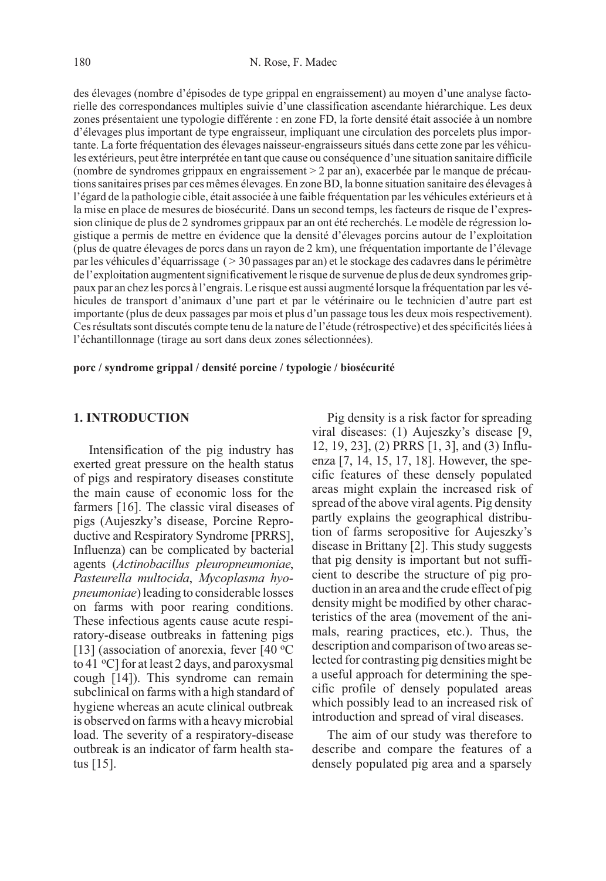des élevages (nombre d'épisodes de type grippal en engraissement) au moyen d'une analyse factorielle des correspondances multiples suivie d'une classification ascendante hiérarchique. Les deux zones présentaient une typologie différente : en zone FD, la forte densité était associée à un nombre d'élevages plus important de type engraisseur, impliquant une circulation des porcelets plus importante. La forte fréquentation des élevages naisseur-engraisseurs situés dans cette zone par les véhicules extérieurs, peut être interprétée en tant que cause ou conséquence d'une situation sanitaire difficile (nombre de syndromes grippaux en engraissement > 2 par an), exacerbée par le manque de précautions sanitaires prises par ces mêmes élevages. En zone BD, la bonne situation sanitaire des élevages à l'égard de la pathologie cible, était associée à une faible fréquentation par les véhicules extérieurs et à la mise en place de mesures de biosécurité. Dans un second temps, les facteurs de risque de l'expression clinique de plus de 2 syndromes grippaux par an ont été recherchés. Le modèle de régression logistique a permis de mettre en évidence que la densité d'élevages porcins autour de l'exploitation (plus de quatre élevages de porcs dans un rayon de 2 km), une fréquentation importante de l'élevage par les véhicules d'équarrissage ( > 30 passages par an) et le stockage des cadavres dans le périmètre de l'exploitation augmentent significativement le risque de survenue de plus de deux syndromes grippaux par an chez les porcs à l'engrais. Le risque est aussi augmenté lorsque la fréquentation par les véhicules de transport d'animaux d'une part et par le vétérinaire ou le technicien d'autre part est importante (plus de deux passages par mois et plus d'un passage tous les deux mois respectivement). Ces résultats sont discutés compte tenu de la nature de l'étude (rétrospective) et des spécificités liées à l'échantillonnage (tirage au sort dans deux zones sélectionnées).

**porc / syndrome grippal / densité porcine / typologie / biosécurité**

## 1. INTRODUCTION

Intensification of the pig industry has exerted great pressure on the health status of pigs and respiratory diseases constitute the main cause of economic loss for the farmers [16]. The classic viral diseases of pigs (Aujeszky's disease, Porcine Reproductive and Respiratory Syndrome [PRRS], Influenza) can be complicated by bacterial agents (*Actinobacillus pleuropneumoniae*, *Pasteurella multocida*, *Mycoplasma hyopneumoniae*) leading to considerable losses on farms with poor rearing conditions. These infectious agents cause acute respiratory-disease outbreaks in fattening pigs [13] (association of anorexia, fever [40 °C to 41 °C] for at least 2 days, and paroxysmal cough [14]). This syndrome can remain subclinical on farms with a high standard of hygiene whereas an acute clinical outbreak is observed on farms with a heavy microbial load. The severity of a respiratory-disease outbreak is an indicator of farm health status [15].

Pig density is a risk factor for spreading viral diseases: (1) Aujeszky's disease [9, 12, 19, 23], (2) PRRS [1, 3], and (3) Influenza [7, 14, 15, 17, 18]. However, the specific features of these densely populated areas might explain the increased risk of spread of the above viral agents. Pig density partly explains the geographical distribution of farms seropositive for Aujeszky's disease in Brittany [2]. This study suggests that pig density is important but not sufficient to describe the structure of pig production in an area and the crude effect of pig density might be modified by other characteristics of the area (movement of the animals, rearing practices, etc.). Thus, the description and comparison of two areas selected for contrasting pig densities might be a useful approach for determining the specific profile of densely populated areas which possibly lead to an increased risk of introduction and spread of viral diseases.

The aim of our study was therefore to describe and compare the features of a densely populated pig area and a sparsely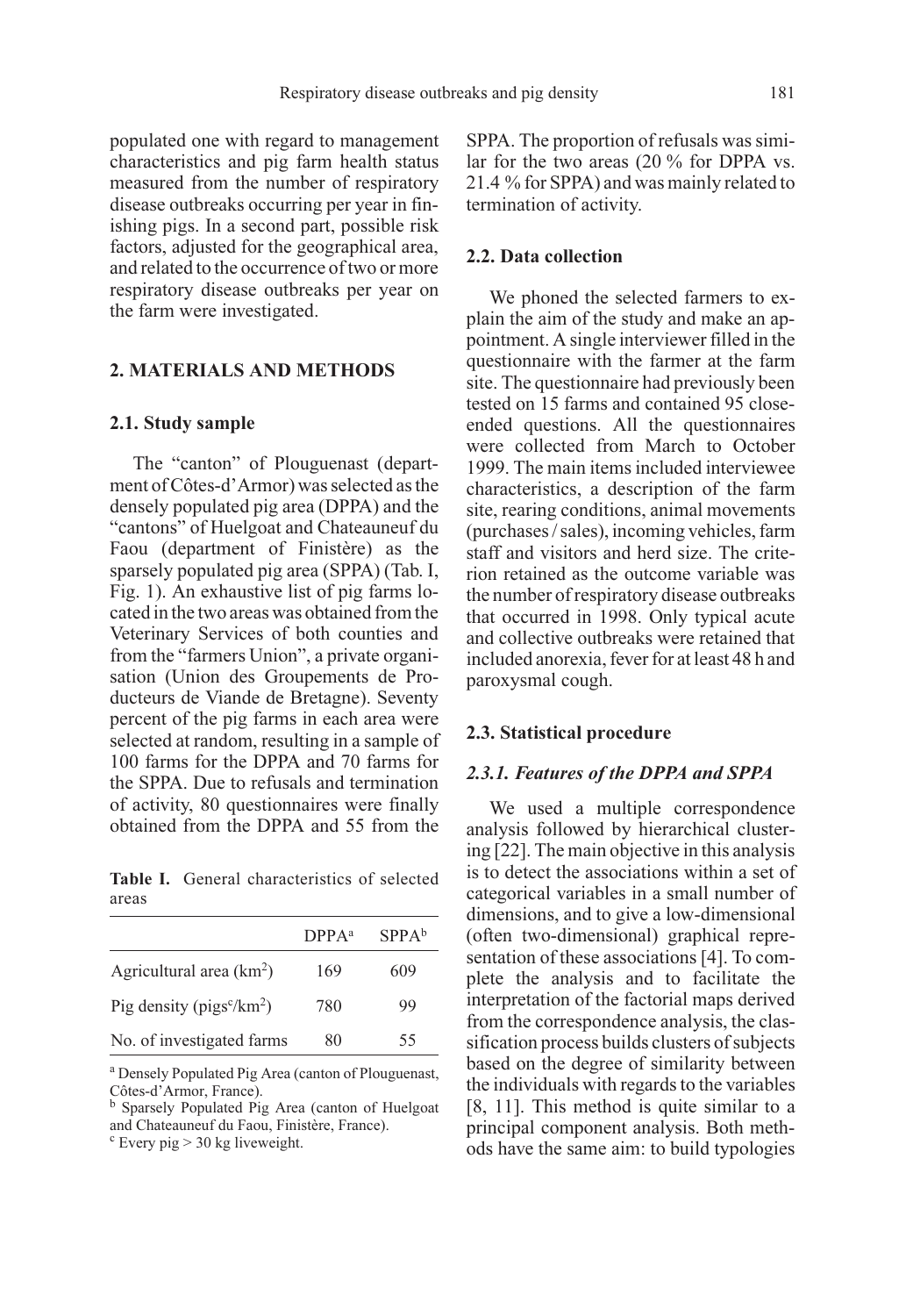populated one with regard to management characteristics and pig farm health status measured from the number of respiratory disease outbreaks occurring per year in finishing pigs. In a second part, possible risk factors, adjusted for the geographical area, and related to the occurrence of two or more respiratory disease outbreaks per year on the farm were investigated.

## 2. MATERIALS AND METHODS

### 2.1. Study sample

The "canton" of Plouguenast (department of Côtes-d'Armor) was selected as the densely populated pig area (DPPA) and the "cantons" of Huelgoat and Chateauneuf du Faou (department of Finistère) as the sparsely populated pig area (SPPA) (Tab. I, Fig. 1). An exhaustive list of pig farms located in the two areas was obtained from the Veterinary Services of both counties and from the "farmers Union", a private organisation (Union des Groupements de Producteurs de Viande de Bretagne). Seventy percent of the pig farms in each area were selected at random, resulting in a sample of 100 farms for the DPPA and 70 farms for the SPPA. Due to refusals and termination of activity, 80 questionnaires were finally obtained from the DPPA and 55 from the SPPA. The proportion of refusals was similar for the two areas (20 % for DPPA vs. 21.4 % for SPPA) and was mainly related to termination of activity.

**Table I.** General characteristics of selected areas

| | DPPA[a] | SPPA[b] |
|---|---|---|
| Agricultural area ($km^2$) | 169 | 609 |
| Pig density (pigs[c]/$km^2$) | 780 | 99 |
| No. of investigated farms | 80 | 55 |

[a] Densely Populated Pig Area (canton of Plouguenast, Côtes-d'Armor, France).
[b] Sparsely Populated Pig Area (canton of Huelgoat and Chateauneuf du Faou, Finistère, France).
[c] Every pig > 30 kg liveweight.

### 2.2. Data collection

We phoned the selected farmers to explain the aim of the study and make an appointment. A single interviewer filled in the questionnaire with the farmer at the farm site. The questionnaire had previously been tested on 15 farms and contained 95 close-ended questions. All the questionnaires were collected from March to October 1999. The main items included interviewee characteristics, a description of the farm site, rearing conditions, animal movements (purchases / sales), incoming vehicles, farm staff and visitors and herd size. The criterion retained as the outcome variable was the number of respiratory disease outbreaks that occurred in 1998. Only typical acute and collective outbreaks were retained that included anorexia, fever for at least 48 h and paroxysmal cough.

### 2.3. Statistical procedure

#### *2.3.1. Features of the DPPA and SPPA*

We used a multiple correspondence analysis followed by hierarchical clustering [22]. The main objective in this analysis is to detect the associations within a set of categorical variables in a small number of dimensions, and to give a low-dimensional (often two-dimensional) graphical representation of these associations [4]. To complete the analysis and to facilitate the interpretation of the factorial maps derived from the correspondence analysis, the classification process builds clusters of subjects based on the degree of similarity between the individuals with regards to the variables [8, 11]. This method is quite similar to a principal component analysis. Both methods have the same aim: to build typologies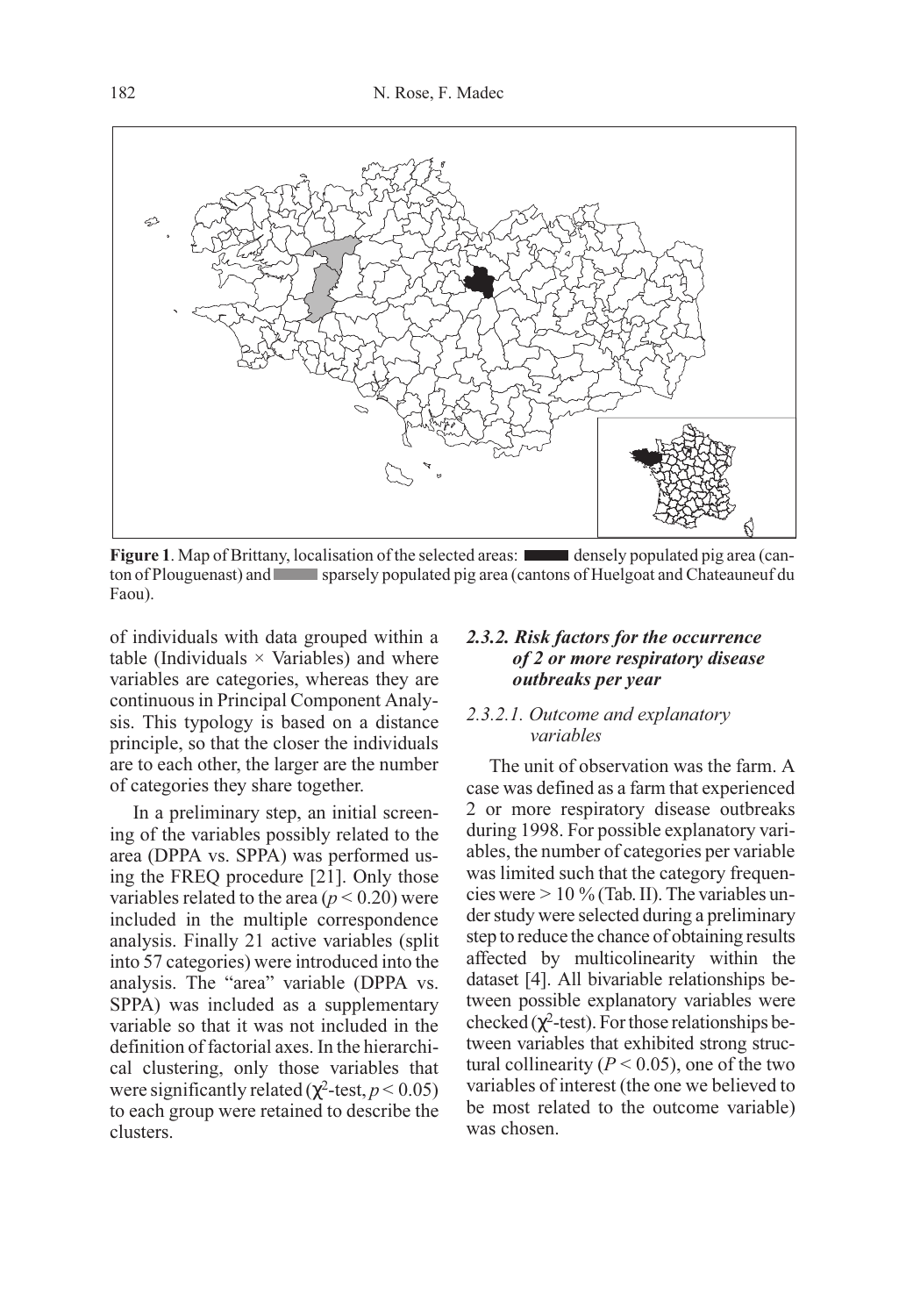**Figure 1**. Map of Brittany, localisation of the selected areas: ▬ densely populated pig area (canton of Plouguenast) and ▬ sparsely populated pig area (cantons of Huelgoat and Chateauneuf du Faou).

of individuals with data grouped within a table (Individuals × Variables) and where variables are categories, whereas they are continuous in Principal Component Analysis. This typology is based on a distance principle, so that the closer the individuals are to each other, the larger are the number of categories they share together.

In a preliminary step, an initial screening of the variables possibly related to the area (DPPA vs. SPPA) was performed using the FREQ procedure [21]. Only those variables related to the area ($p < 0.20$) were included in the multiple correspondence analysis. Finally 21 active variables (split into 57 categories) were introduced into the analysis. The "area" variable (DPPA vs. SPPA) was included as a supplementary variable so that it was not included in the definition of factorial axes. In the hierarchical clustering, only those variables that were significantly related ($\chi^2$-test, $p < 0.05$) to each group were retained to describe the clusters.

### *2.3.2. Risk factors for the occurrence of 2 or more respiratory disease outbreaks per year*

#### *2.3.2.1. Outcome and explanatory variables*

The unit of observation was the farm. A case was defined as a farm that experienced 2 or more respiratory disease outbreaks during 1998. For possible explanatory variables, the number of categories per variable was limited such that the category frequencies were > 10 % (Tab. II). The variables under study were selected during a preliminary step to reduce the chance of obtaining results affected by multicolinearity within the dataset [4]. All bivariable relationships between possible explanatory variables were checked ($\chi^2$-test). For those relationships between variables that exhibited strong structural collinearity ($P < 0.05$), one of the two variables of interest (the one we believed to be most related to the outcome variable) was chosen.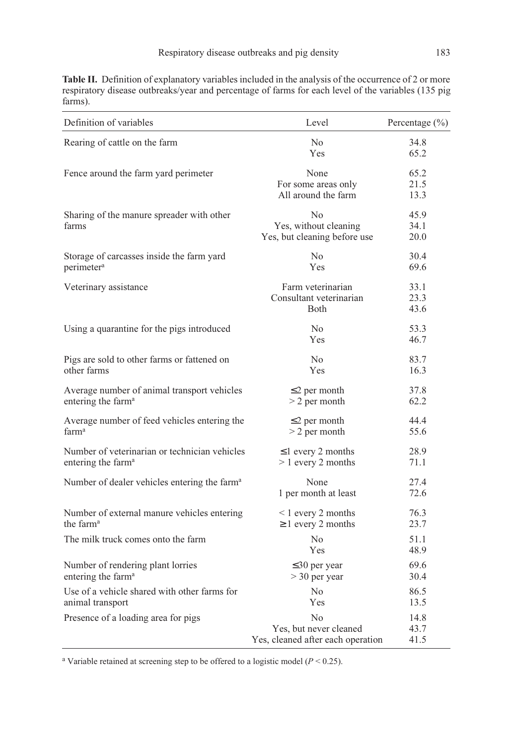**Table II.** Definition of explanatory variables included in the analysis of the occurrence of 2 or more respiratory disease outbreaks/year and percentage of farms for each level of the variables (135 pig farms).

| Definition of variables | Level | Percentage (%) |
|---|---|---|
| Rearing of cattle on the farm | No | 34.8 |
| | Yes | 65.2 |
| Fence around the farm yard perimeter | None | 65.2 |
| | For some areas only | 21.5 |
| | All around the farm | 13.3 |
| Sharing of the manure spreader with other farms | No | 45.9 |
| | Yes, without cleaning | 34.1 |
| | Yes, but cleaning before use | 20.0 |
| Storage of carcasses inside the farm yard perimeter[a] | No | 30.4 |
| | Yes | 69.6 |
| Veterinary assistance | Farm veterinarian | 33.1 |
| | Consultant veterinarian | 23.3 |
| | Both | 43.6 |
| Using a quarantine for the pigs introduced | No | 53.3 |
| | Yes | 46.7 |
| Pigs are sold to other farms or fattened on other farms | No | 83.7 |
| | Yes | 16.3 |
| Average number of animal transport vehicles entering the farm[a] | ≤2 per month | 37.8 |
| | > 2 per month | 62.2 |
| Average number of feed vehicles entering the farm[a] | ≤2 per month | 44.4 |
| | > 2 per month | 55.6 |
| Number of veterinarian or technician vehicles entering the farm[a] | ≤1 every 2 months | 28.9 |
| | > 1 every 2 months | 71.1 |
| Number of dealer vehicles entering the farm[a] | None | 27.4 |
| | 1 per month at least | 72.6 |
| Number of external manure vehicles entering the farm[a] | < 1 every 2 months | 76.3 |
| | ≥1 every 2 months | 23.7 |
| The milk truck comes onto the farm | No | 51.1 |
| | Yes | 48.9 |
| Number of rendering plant lorries entering the farm[a] | ≤30 per year | 69.6 |
| | > 30 per year | 30.4 |
| Use of a vehicle shared with other farms for animal transport | No | 86.5 |
| | Yes | 13.5 |
| Presence of a loading area for pigs | No | 14.8 |
| | Yes, but never cleaned | 43.7 |
| | Yes, cleaned after each operation | 41.5 |

[a] Variable retained at screening step to be offered to a logistic model ($P < 0.25$).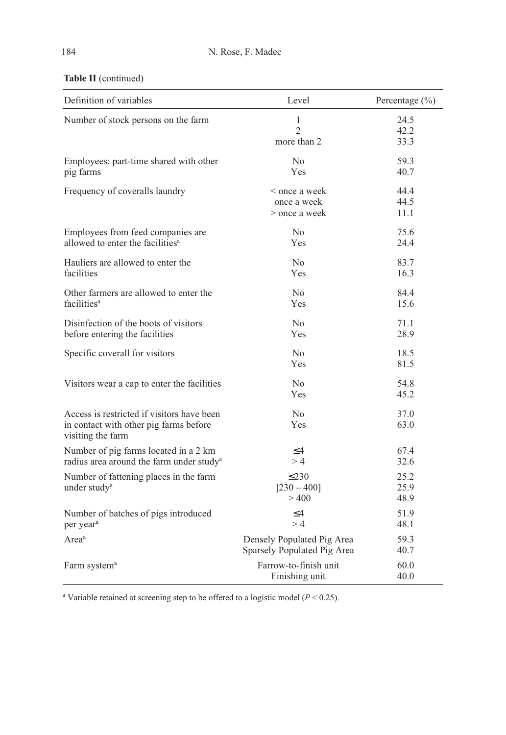**Table II** (continued)

| Definition of variables | Level | Percentage (%) |
|---|---|---|
| Number of stock persons on the farm | 1 | 24.5 |
| | 2 | 42.2 |
| | more than 2 | 33.3 |
| Employees: part-time shared with other pig farms | No | 59.3 |
| | Yes | 40.7 |
| Frequency of coveralls laundry | < once a week | 44.4 |
| | once a week | 44.5 |
| | > once a week | 11.1 |
| Employees from feed companies are allowed to enter the facilities[a] | No | 75.6 |
| | Yes | 24.4 |
| Hauliers are allowed to enter the facilities | No | 83.7 |
| | Yes | 16.3 |
| Other farmers are allowed to enter the facilities[a] | No | 84.4 |
| | Yes | 15.6 |
| Disinfection of the boots of visitors before entering the facilities | No | 71.1 |
| | Yes | 28.9 |
| Specific coverall for visitors | No | 18.5 |
| | Yes | 81.5 |
| Visitors wear a cap to enter the facilities | No | 54.8 |
| | Yes | 45.2 |
| Access is restricted if visitors have been in contact with other pig farms before visiting the farm | No | 37.0 |
| | Yes | 63.0 |
| Number of pig farms located in a 2 km radius area around the farm under study[a] | ≤4 | 67.4 |
| | > 4 | 32.6 |
| Number of fattening places in the farm under study[a] | ≤230 | 25.2 |
| | ]230 – 400] | 25.9 |
| | > 400 | 48.9 |
| Number of batches of pigs introduced per year[a] | ≤4 | 51.9 |
| | > 4 | 48.1 |
| Area[a] | Densely Populated Pig Area | 59.3 |
| | Sparsely Populated Pig Area | 40.7 |
| Farm system[a] | Farrow-to-finish unit | 60.0 |
| | Finishing unit | 40.0 |

[a] Variable retained at screening step to be offered to a logistic model ($P < 0.25$).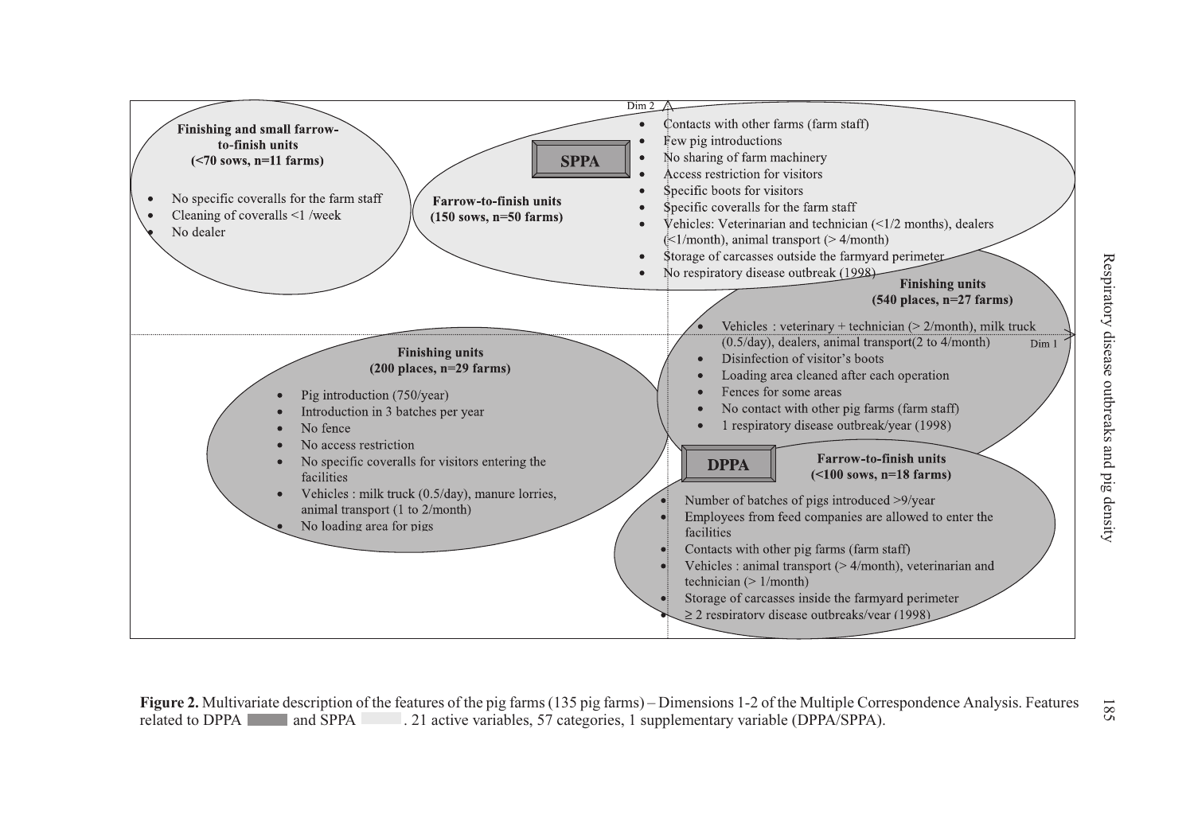Dim 2

**Finishing and small farrow-to-finish units (<70 sows, n=11 farms)**

- No specific coveralls for the farm staff
- Cleaning of coveralls <1 /week
- No dealer

**SPPA**

**Farrow-to-finish units (150 sows, n=50 farms)**

- Contacts with other farms (farm staff)
- Few pig introductions
- No sharing of farm machinery
- Access restriction for visitors
- Specific boots for visitors
- Specific coveralls for the farm staff
- Vehicles: Veterinarian and technician (<1/2 months), dealers (<1/month), animal transport (> 4/month)
- Storage of carcasses outside the farmyard perimeter
- No respiratory disease outbreak (1998)

**Finishing units (540 places, n=27 farms)**

- Vehicles : veterinary + technician (> 2/month), milk truck (0.5/day), dealers, animal transport(2 to 4/month)
- Disinfection of visitor's boots
- Loading area cleaned after each operation
- Fences for some areas
- No contact with other pig farms (farm staff)
- 1 respiratory disease outbreak/year (1998)

Dim 1

**Finishing units (200 places, n=29 farms)**

- Pig introduction (750/year)
- Introduction in 3 batches per year
- No fence
- No access restriction
- No specific coveralls for visitors entering the facilities
- Vehicles : milk truck (0.5/day), manure lorries, animal transport (1 to 2/month)
- No loading area for pigs

**DPPA**

**Farrow-to-finish units (<100 sows, n=18 farms)**

- Number of batches of pigs introduced >9/year
- Employees from feed companies are allowed to enter the facilities
- Contacts with other pig farms (farm staff)
- Vehicles : animal transport (> 4/month), veterinarian and technician (> 1/month)
- Storage of carcasses inside the farmyard perimeter
- ≥ 2 respiratory disease outbreaks/year (1998)

**Figure 2.** Multivariate description of the features of the pig farms (135 pig farms) – Dimensions 1-2 of the Multiple Correspondence Analysis. Features related to DPPA ▬ and SPPA ▭. 21 active variables, 57 categories, 1 supplementary variable (DPPA/SPPA).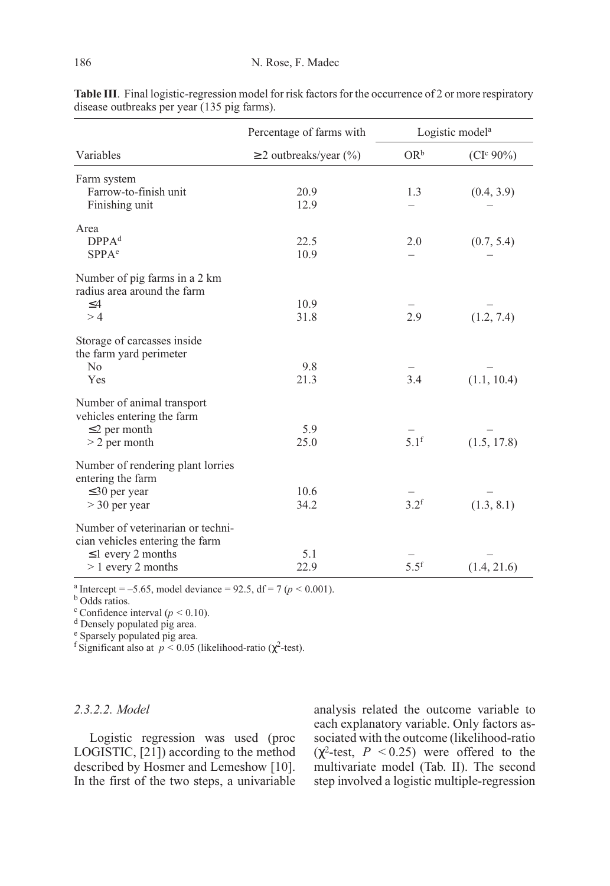**Table III**. Final logistic-regression model for risk factors for the occurrence of 2 or more respiratory disease outbreaks per year (135 pig farms).

| Variables | Percentage of farms with ≥ 2 outbreaks/year (%) | Logistic model[a] OR[b] | (CI[c] 90%) |
|---|---|---|---|
| Farm system | | | |
| Farrow-to-finish unit | 20.9 | 1.3 | (0.4, 3.9) |
| Finishing unit | 12.9 | – | – |
| Area | | | |
| DPPA[d] | 22.5 | 2.0 | (0.7, 5.4) |
| SPPA[e] | 10.9 | – | – |
| Number of pig farms in a 2 km radius area around the farm | | | |
| ≤ 4 | 10.9 | – | – |
| > 4 | 31.8 | 2.9 | (1.2, 7.4) |
| Storage of carcasses inside the farm yard perimeter | | | |
| No | 9.8 | – | – |
| Yes | 21.3 | 3.4 | (1.1, 10.4) |
| Number of animal transport vehicles entering the farm | | | |
| ≤ 2 per month | 5.9 | – | – |
| > 2 per month | 25.0 | 5.1[f] | (1.5, 17.8) |
| Number of rendering plant lorries entering the farm | | | |
| ≤ 30 per year | 10.6 | – | – |
| > 30 per year | 34.2 | 3.2[f] | (1.3, 8.1) |
| Number of veterinarian or technician vehicles entering the farm | | | |
| ≤ 1 every 2 months | 5.1 | – | – |
| > 1 every 2 months | 22.9 | 5.5[f] | (1.4, 21.6) |

[a] Intercept = –5.65, model deviance = 92.5, df = 7 ($p < 0.001$).
[b] Odds ratios.
[c] Confidence interval ($p < 0.10$).
[d] Densely populated pig area.
[e] Sparsely populated pig area.
[f] Significant also at $p < 0.05$ (likelihood-ratio ($\chi^2$-test).

#### 2.3.2.2. *Model*

Logistic regression was used (proc LOGISTIC, [21]) according to the method described by Hosmer and Lemeshow [10]. In the first of the two steps, a univariable analysis related the outcome variable to each explanatory variable. Only factors associated with the outcome (likelihood-ratio ($\chi^2$-test, $P < 0.25$) were offered to the multivariate model (Tab. II). The second step involved a logistic multiple-regression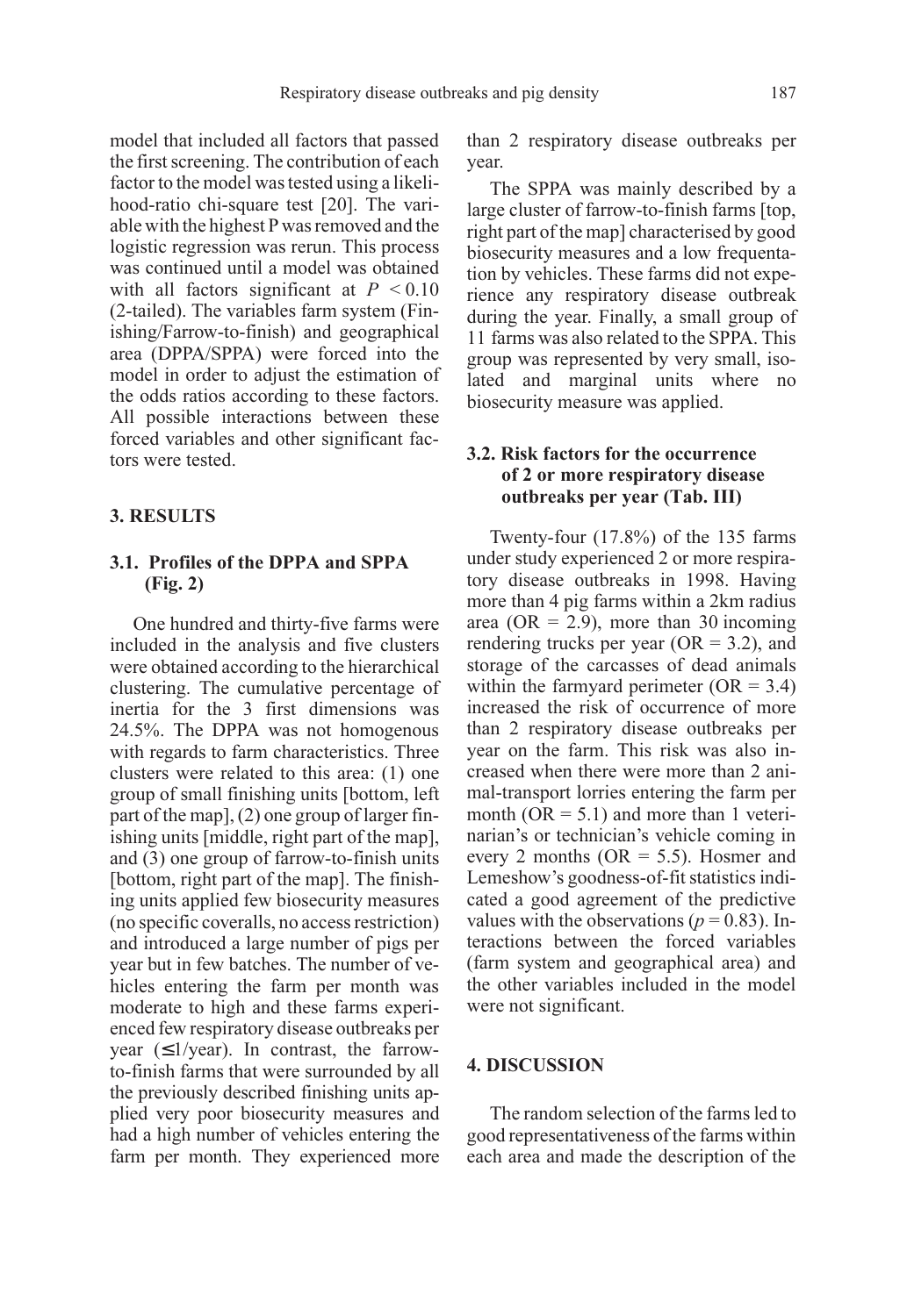model that included all factors that passed the first screening. The contribution of each factor to the model was tested using a likelihood-ratio chi-square test [20]. The variable with the highest P was removed and the logistic regression was rerun. This process was continued until a model was obtained with all factors significant at $P < 0.10$ (2-tailed). The variables farm system (Finishing/Farrow-to-finish) and geographical area (DPPA/SPPA) were forced into the model in order to adjust the estimation of the odds ratios according to these factors. All possible interactions between these forced variables and other significant factors were tested.

## 3. RESULTS

### 3.1. Profiles of the DPPA and SPPA (Fig. 2)

One hundred and thirty-five farms were included in the analysis and five clusters were obtained according to the hierarchical clustering. The cumulative percentage of inertia for the 3 first dimensions was 24.5%. The DPPA was not homogenous with regards to farm characteristics. Three clusters were related to this area: (1) one group of small finishing units [bottom, left part of the map], (2) one group of larger finishing units [middle, right part of the map], and (3) one group of farrow-to-finish units [bottom, right part of the map]. The finishing units applied few biosecurity measures (no specific coveralls, no access restriction) and introduced a large number of pigs per year but in few batches. The number of vehicles entering the farm per month was moderate to high and these farms experienced few respiratory disease outbreaks per year (≤1/year). In contrast, the farrow-to-finish farms that were surrounded by all the previously described finishing units applied very poor biosecurity measures and had a high number of vehicles entering the farm per month. They experienced more than 2 respiratory disease outbreaks per year.

The SPPA was mainly described by a large cluster of farrow-to-finish farms [top, right part of the map] characterised by good biosecurity measures and a low frequentation by vehicles. These farms did not experience any respiratory disease outbreak during the year. Finally, a small group of 11 farms was also related to the SPPA. This group was represented by very small, isolated and marginal units where no biosecurity measure was applied.

### 3.2. Risk factors for the occurrence of 2 or more respiratory disease outbreaks per year (Tab. III)

Twenty-four (17.8%) of the 135 farms under study experienced 2 or more respiratory disease outbreaks in 1998. Having more than 4 pig farms within a 2km radius area (OR = 2.9), more than 30 incoming rendering trucks per year (OR = 3.2), and storage of the carcasses of dead animals within the farmyard perimeter (OR = 3.4) increased the risk of occurrence of more than 2 respiratory disease outbreaks per year on the farm. This risk was also increased when there were more than 2 animal-transport lorries entering the farm per month (OR = 5.1) and more than 1 veterinarian's or technician's vehicle coming in every 2 months (OR = 5.5). Hosmer and Lemeshow's goodness-of-fit statistics indicated a good agreement of the predictive values with the observations ($p = 0.83$). Interactions between the forced variables (farm system and geographical area) and the other variables included in the model were not significant.

## 4. DISCUSSION

The random selection of the farms led to good representativeness of the farms within each area and made the description of the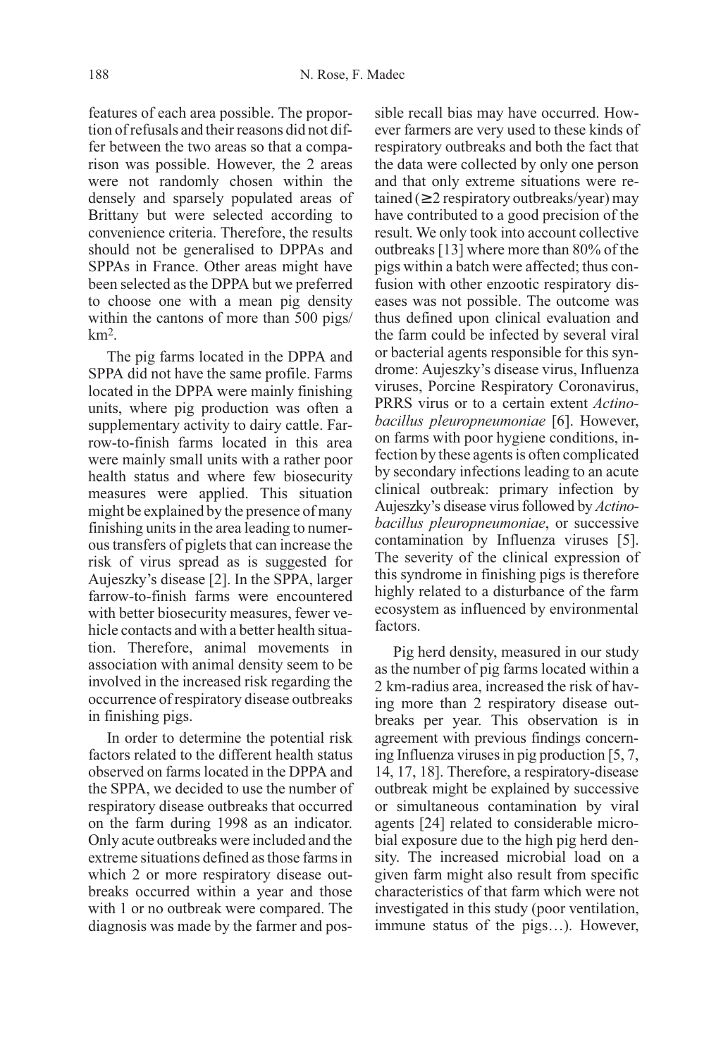features of each area possible. The proportion of refusals and their reasons did not differ between the two areas so that a comparison was possible. However, the 2 areas were not randomly chosen within the densely and sparsely populated areas of Brittany but were selected according to convenience criteria. Therefore, the results should not be generalised to DPPAs and SPPAs in France. Other areas might have been selected as the DPPA but we preferred to choose one with a mean pig density within the cantons of more than 500 pigs/km$^2$.

The pig farms located in the DPPA and SPPA did not have the same profile. Farms located in the DPPA were mainly finishing units, where pig production was often a supplementary activity to dairy cattle. Farrow-to-finish farms located in this area were mainly small units with a rather poor health status and where few biosecurity measures were applied. This situation might be explained by the presence of many finishing units in the area leading to numerous transfers of piglets that can increase the risk of virus spread as is suggested for Aujeszky's disease [2]. In the SPPA, larger farrow-to-finish farms were encountered with better biosecurity measures, fewer vehicle contacts and with a better health situation. Therefore, animal movements in association with animal density seem to be involved in the increased risk regarding the occurrence of respiratory disease outbreaks in finishing pigs.

In order to determine the potential risk factors related to the different health status observed on farms located in the DPPA and the SPPA, we decided to use the number of respiratory disease outbreaks that occurred on the farm during 1998 as an indicator. Only acute outbreaks were included and the extreme situations defined as those farms in which 2 or more respiratory disease outbreaks occurred within a year and those with 1 or no outbreak were compared. The diagnosis was made by the farmer and possible recall bias may have occurred. However farmers are very used to these kinds of respiratory outbreaks and both the fact that the data were collected by only one person and that only extreme situations were retained ($\geq 2$ respiratory outbreaks/year) may have contributed to a good precision of the result. We only took into account collective outbreaks [13] where more than 80% of the pigs within a batch were affected; thus confusion with other enzootic respiratory diseases was not possible. The outcome was thus defined upon clinical evaluation and the farm could be infected by several viral or bacterial agents responsible for this syndrome: Aujeszky's disease virus, Influenza viruses, Porcine Respiratory Coronavirus, PRRS virus or to a certain extent *Actinobacillus pleuropneumoniae* [6]. However, on farms with poor hygiene conditions, infection by these agents is often complicated by secondary infections leading to an acute clinical outbreak: primary infection by Aujeszky's disease virus followed by *Actinobacillus pleuropneumoniae*, or successive contamination by Influenza viruses [5]. The severity of the clinical expression of this syndrome in finishing pigs is therefore highly related to a disturbance of the farm ecosystem as influenced by environmental factors.

Pig herd density, measured in our study as the number of pig farms located within a 2 km-radius area, increased the risk of having more than 2 respiratory disease outbreaks per year. This observation is in agreement with previous findings concerning Influenza viruses in pig production [5, 7, 14, 17, 18]. Therefore, a respiratory-disease outbreak might be explained by successive or simultaneous contamination by viral agents [24] related to considerable microbial exposure due to the high pig herd density. The increased microbial load on a given farm might also result from specific characteristics of that farm which were not investigated in this study (poor ventilation, immune status of the pigs…). However,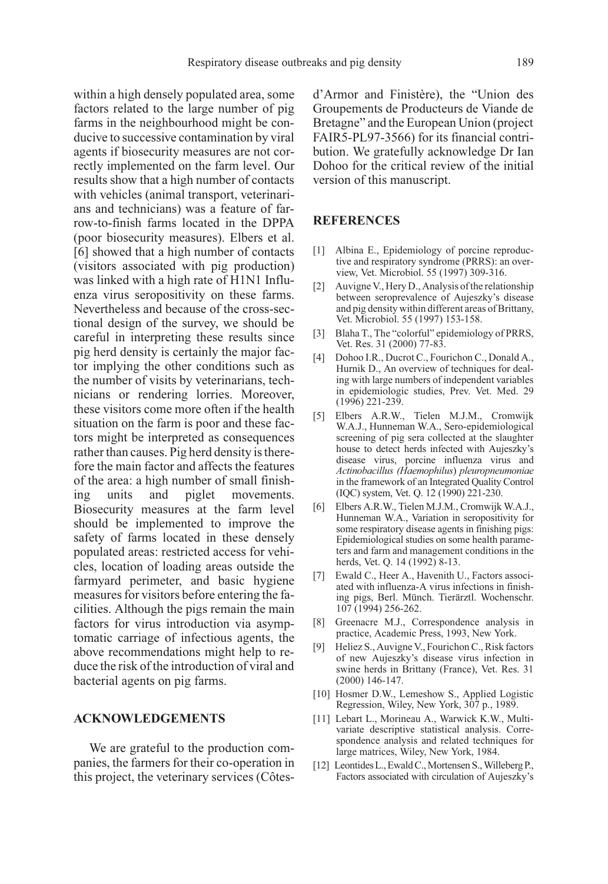within a high densely populated area, some factors related to the large number of pig farms in the neighbourhood might be conducive to successive contamination by viral agents if biosecurity measures are not correctly implemented on the farm level. Our results show that a high number of contacts with vehicles (animal transport, veterinarians and technicians) was a feature of farrow-to-finish farms located in the DPPA (poor biosecurity measures). Elbers et al. [6] showed that a high number of contacts (visitors associated with pig production) was linked with a high rate of H1N1 Influenza virus seropositivity on these farms. Nevertheless and because of the cross-sectional design of the survey, we should be careful in interpreting these results since pig herd density is certainly the major factor implying the other conditions such as the number of visits by veterinarians, technicians or rendering lorries. Moreover, these visitors come more often if the health situation on the farm is poor and these factors might be interpreted as consequences rather than causes. Pig herd density is therefore the main factor and affects the features of the area: a high number of small finishing units and piglet movements. Biosecurity measures at the farm level should be implemented to improve the safety of farms located in these densely populated areas: restricted access for vehicles, location of loading areas outside the farmyard perimeter, and basic hygiene measures for visitors before entering the facilities. Although the pigs remain the main factors for virus introduction via asymptomatic carriage of infectious agents, the above recommendations might help to reduce the risk of the introduction of viral and bacterial agents on pig farms.

## ACKNOWLEDGEMENTS

We are grateful to the production companies, the farmers for their co-operation in this project, the veterinary services (Côtes-d'Armor and Finistère), the "Union des Groupements de Producteurs de Viande de Bretagne" and the European Union (project FAIR5-PL97-3566) for its financial contribution. We gratefully acknowledge Dr Ian Dohoo for the critical review of the initial version of this manuscript.

## REFERENCES

[1] Albina E., Epidemiology of porcine reproductive and respiratory syndrome (PRRS): an overview, Vet. Microbiol. 55 (1997) 309-316.

[2] Auvigne V., Hery D., Analysis of the relationship between seroprevalence of Aujeszky's disease and pig density within different areas of Brittany, Vet. Microbiol. 55 (1997) 153-158.

[3] Blaha T., The "colorful" epidemiology of PRRS, Vet. Res. 31 (2000) 77-83.

[4] Dohoo I.R., Ducrot C., Fourichon C., Donald A., Hurnik D., An overview of techniques for dealing with large numbers of independent variables in epidemiologic studies, Prev. Vet. Med. 29 (1996) 221-239.

[5] Elbers A.R.W., Tielen M.J.M., Cromwijk W.A.J., Hunneman W.A., Sero-epidemiological screening of pig sera collected at the slaughter house to detect herds infected with Aujeszky's disease virus, porcine influenza virus and *Actinobacillus (Haemophilus) pleuropneumoniae* in the framework of an Integrated Quality Control (IQC) system, Vet. Q. 12 (1990) 221-230.

[6] Elbers A.R.W., Tielen M.J.M., Cromwijk W.A.J., Hunneman W.A., Variation in seropositivity for some respiratory disease agents in finishing pigs: Epidemiological studies on some health parameters and farm and management conditions in the herds, Vet. Q. 14 (1992) 8-13.

[7] Ewald C., Heer A., Havenith U., Factors associated with influenza-A virus infections in finishing pigs, Berl. Münch. Tierärztl. Wochenschr. 107 (1994) 256-262.

[8] Greenacre M.J., Correspondence analysis in practice, Academic Press, 1993, New York.

[9] Heliez S., Auvigne V., Fourichon C., Risk factors of new Aujeszky's disease virus infection in swine herds in Brittany (France), Vet. Res. 31 (2000) 146-147.

[10] Hosmer D.W., Lemeshow S., Applied Logistic Regression, Wiley, New York, 307 p., 1989.

[11] Lebart L., Morineau A., Warwick K.W., Multivariate descriptive statistical analysis. Correspondence analysis and related techniques for large matrices, Wiley, New York, 1984.

[12] Leontides L., Ewald C., Mortensen S., Willeberg P., Factors associated with circulation of Aujeszky's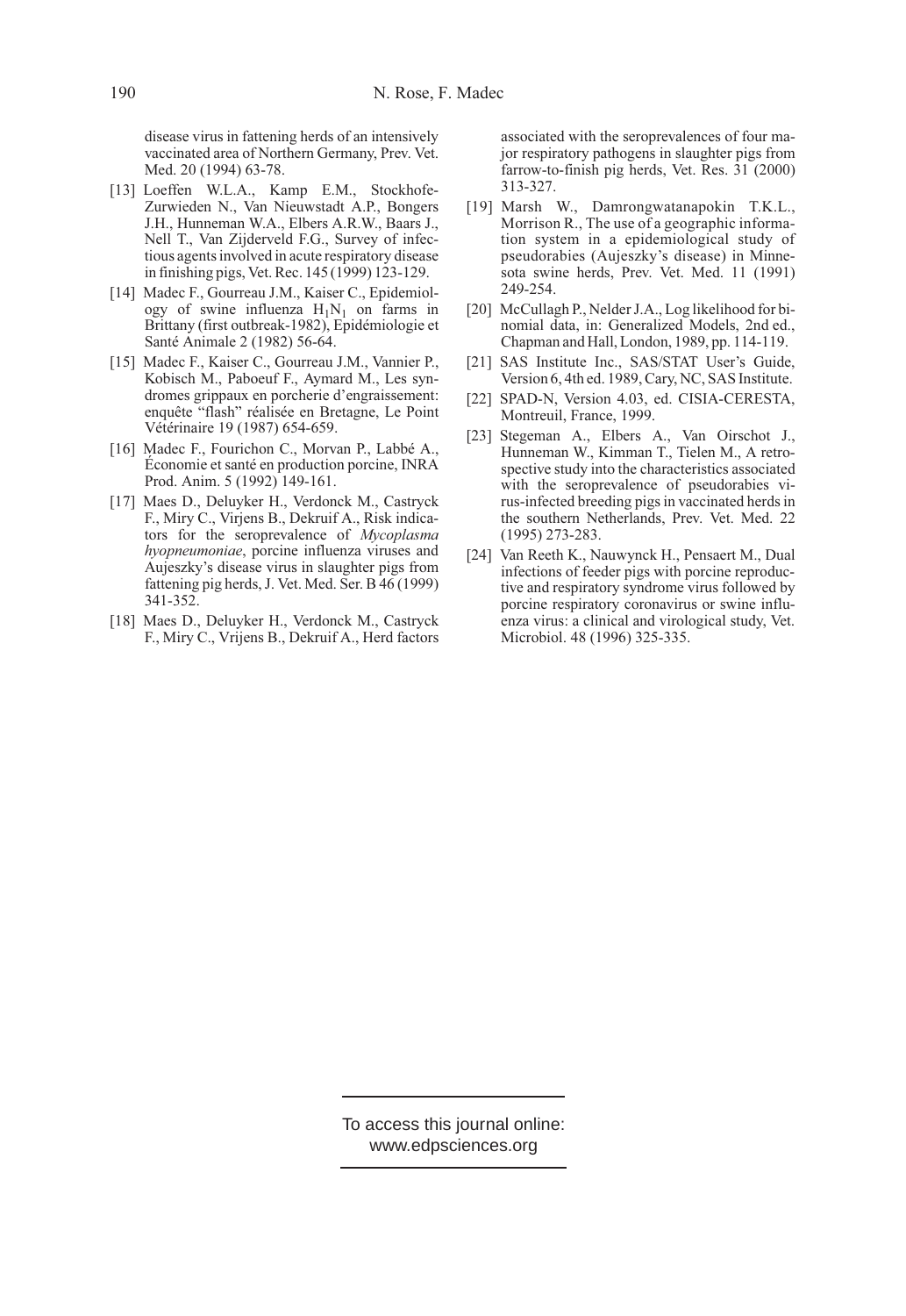disease virus in fattening herds of an intensively vaccinated area of Northern Germany, Prev. Vet. Med. 20 (1994) 63-78.

[13] Loeffen W.L.A., Kamp E.M., Stockhofe-Zurwieden N., Van Nieuwstadt A.P., Bongers J.H., Hunneman W.A., Elbers A.R.W., Baars J., Nell T., Van Zijderveld F.G., Survey of infectious agents involved in acute respiratory disease in finishing pigs, Vet. Rec. 145 (1999) 123-129.

[14] Madec F., Gourreau J.M., Kaiser C., Epidemiology of swine influenza $H_1N_1$ on farms in Brittany (first outbreak-1982), Épidémiologie et Santé Animale 2 (1982) 56-64.

[15] Madec F., Kaiser C., Gourreau J.M., Vannier P., Kobisch M., Paboeuf F., Aymard M., Les syndromes grippaux en porcherie d'engraissement: enquête "flash" réalisée en Bretagne, Le Point Vétérinaire 19 (1987) 654-659.

[16] Madec F., Fourichon C., Morvan P., Labbé A., Économie et santé en production porcine, INRA Prod. Anim. 5 (1992) 149-161.

[17] Maes D., Deluyker H., Verdonck M., Castryck F., Miry C., Virjens B., Dekruif A., Risk indicators for the seroprevalence of *Mycoplasma hyopneumoniae*, porcine influenza viruses and Aujeszky's disease virus in slaughter pigs from fattening pig herds, J. Vet. Med. Ser. B 46 (1999) 341-352.

[18] Maes D., Deluyker H., Verdonck M., Castryck F., Miry C., Vrijens B., Dekruif A., Herd factors associated with the seroprevalences of four major respiratory pathogens in slaughter pigs from farrow-to-finish pig herds, Vet. Res. 31 (2000) 313-327.

[19] Marsh W., Damrongwatanapokin T.K.L., Morrison R., The use of a geographic information system in a epidemiological study of pseudorabies (Aujeszky's disease) in Minnesota swine herds, Prev. Vet. Med. 11 (1991) 249-254.

[20] McCullagh P., Nelder J.A., Log likelihood for binomial data, in: Generalized Models, 2nd ed., Chapman and Hall, London, 1989, pp. 114-119.

[21] SAS Institute Inc., SAS/STAT User's Guide, Version 6, 4th ed. 1989, Cary, NC, SAS Institute.

[22] SPAD-N, Version 4.03, ed. CISIA-CERESTA, Montreuil, France, 1999.

[23] Stegeman A., Elbers A., Van Oirschot J., Hunneman W., Kimman T., Tielen M., A retrospective study into the characteristics associated with the seroprevalence of pseudorabies virus-infected breeding pigs in vaccinated herds in the southern Netherlands, Prev. Vet. Med. 22 (1995) 273-283.

[24] Van Reeth K., Nauwynck H., Pensaert M., Dual infections of feeder pigs with porcine reproductive and respiratory syndrome virus followed by porcine respiratory coronavirus or swine influenza virus: a clinical and virological study, Vet. Microbiol. 48 (1996) 325-335.

To access this journal online:
www.edpsciences.org